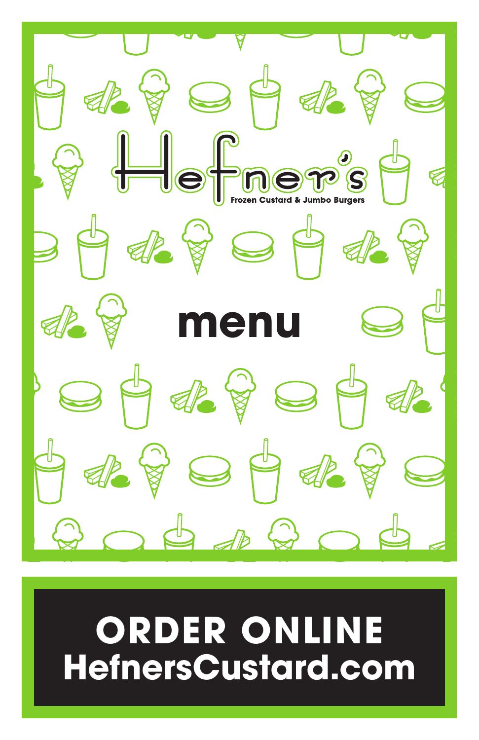# Hefner's

**Frozen Custard & Jumbo Burgers**

# menu

**ORDER ONLINE**
**HefnersCustard.com**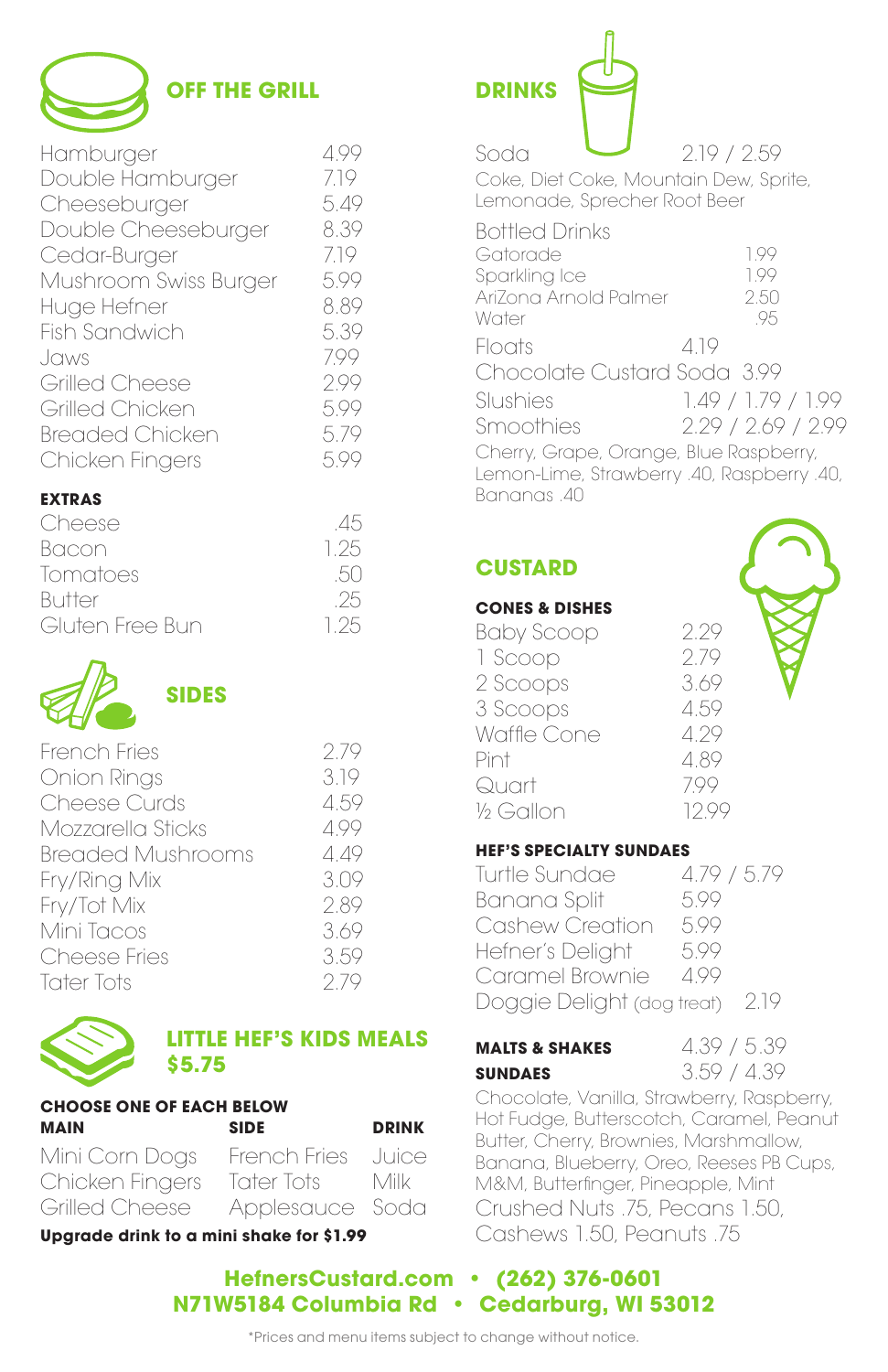## OFF THE GRILL

| | |
|---|---|
| Hamburger | 4.99 |
| Double Hamburger | 7.19 |
| Cheeseburger | 5.49 |
| Double Cheeseburger | 8.39 |
| Cedar-Burger | 7.19 |
| Mushroom Swiss Burger | 5.99 |
| Huge Hefner | 8.89 |
| Fish Sandwich | 5.39 |
| Jaws | 7.99 |
| Grilled Cheese | 2.99 |
| Grilled Chicken | 5.99 |
| Breaded Chicken | 5.79 |
| Chicken Fingers | 5.99 |

### EXTRAS

| | |
|---|---|
| Cheese | .45 |
| Bacon | 1.25 |
| Tomatoes | .50 |
| Butter | .25 |
| Gluten Free Bun | 1.25 |

## SIDES

| | |
|---|---|
| French Fries | 2.79 |
| Onion Rings | 3.19 |
| Cheese Curds | 4.59 |
| Mozzarella Sticks | 4.99 |
| Breaded Mushrooms | 4.49 |
| Fry/Ring Mix | 3.09 |
| Fry/Tot Mix | 2.89 |
| Mini Tacos | 3.69 |
| Cheese Fries | 3.59 |
| Tater Tots | 2.79 |

## LITTLE HEF'S KIDS MEALS $5.75

**CHOOSE ONE OF EACH BELOW**

| MAIN | SIDE | DRINK |
|---|---|---|
| Mini Corn Dogs | French Fries | Juice |
| Chicken Fingers | Tater Tots | Milk |
| Grilled Cheese | Applesauce | Soda |

**Upgrade drink to a mini shake for $1.99**

## DRINKS

| | |
|---|---|
| Soda | 2.19 / 2.59 |

Coke, Diet Coke, Mountain Dew, Sprite, Lemonade, Sprecher Root Beer

Bottled Drinks

| | |
|---|---|
| Gatorade | 1.99 |
| Sparkling Ice | 1.99 |
| AriZona Arnold Palmer | 2.50 |
| Water | .95 |

| | |
|---|---|
| Floats | 4.19 |
| Chocolate Custard Soda | 3.99 |
| Slushies | 1.49 / 1.79 / 1.99 |
| Smoothies | 2.29 / 2.69 / 2.99 |

Cherry, Grape, Orange, Blue Raspberry, Lemon-Lime, Strawberry .40, Raspberry .40, Bananas .40

## CUSTARD

### CONES & DISHES

| | |
|---|---|
| Baby Scoop | 2.29 |
| 1 Scoop | 2.79 |
| 2 Scoops | 3.69 |
| 3 Scoops | 4.59 |
| Waffle Cone | 4.29 |
| Pint | 4.89 |
| Quart | 7.99 |
| ½ Gallon | 12.99 |

### HEF'S SPECIALTY SUNDAES

| | |
|---|---|
| Turtle Sundae | 4.79 / 5.79 |
| Banana Split | 5.99 |
| Cashew Creation | 5.99 |
| Hefner's Delight | 5.99 |
| Caramel Brownie | 4.99 |
| Doggie Delight (dog treat) | 2.19 |

| | |
|---|---|
| **MALTS & SHAKES** | 4.39 / 5.39 |
| **SUNDAES** | 3.59 / 4.39 |

Chocolate, Vanilla, Strawberry, Raspberry, Hot Fudge, Butterscotch, Caramel, Peanut Butter, Cherry, Brownies, Marshmallow, Banana, Blueberry, Oreo, Reeses PB Cups, M&M, Butterfinger, Pineapple, Mint

Crushed Nuts .75, Pecans 1.50, Cashews 1.50, Peanuts .75

**HefnersCustard.com • (262) 376-0601**
**N71W5184 Columbia Rd • Cedarburg, WI 53012**

*Prices and menu items subject to change without notice.